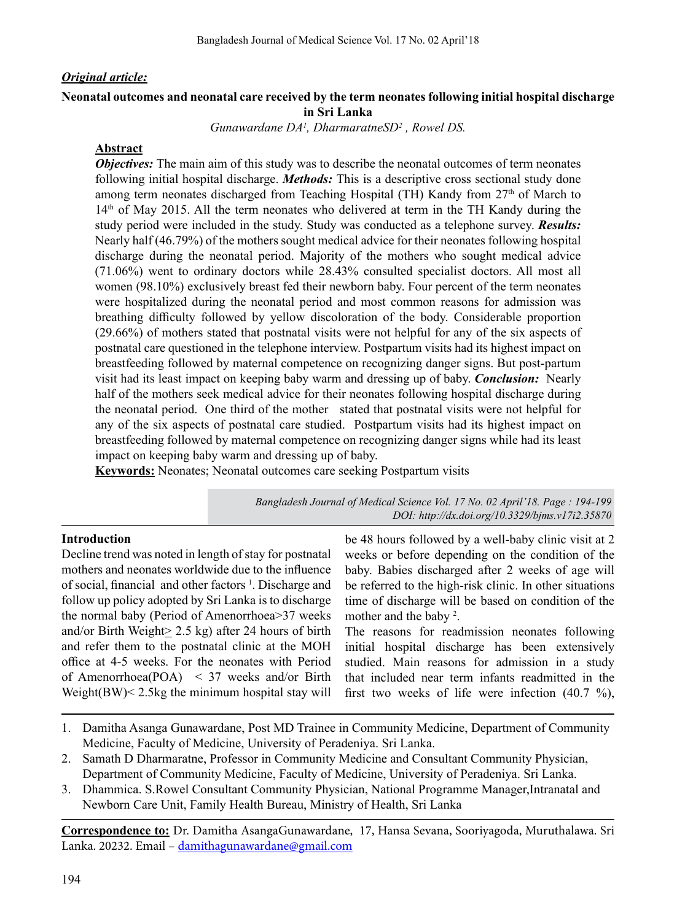***Original article:***

**Neonatal outcomes and neonatal care received by the term neonates following initial hospital discharge in Sri Lanka**

*Gunawardane DA[1], DharmaratneSD[2] , Rowel DS.*

**Abstract**

***Objectives:*** The main aim of this study was to describe the neonatal outcomes of term neonates following initial hospital discharge. ***Methods:*** This is a descriptive cross sectional study done among term neonates discharged from Teaching Hospital (TH) Kandy from 27th of March to 14th of May 2015. All the term neonates who delivered at term in the TH Kandy during the study period were included in the study. Study was conducted as a telephone survey. ***Results:*** Nearly half (46.79%) of the mothers sought medical advice for their neonates following hospital discharge during the neonatal period. Majority of the mothers who sought medical advice (71.06%) went to ordinary doctors while 28.43% consulted specialist doctors. All most all women (98.10%) exclusively breast fed their newborn baby. Four percent of the term neonates were hospitalized during the neonatal period and most common reasons for admission was breathing difficulty followed by yellow discoloration of the body. Considerable proportion (29.66%) of mothers stated that postnatal visits were not helpful for any of the six aspects of postnatal care questioned in the telephone interview. Postpartum visits had its highest impact on breastfeeding followed by maternal competence on recognizing danger signs. But post-partum visit had its least impact on keeping baby warm and dressing up of baby. ***Conclusion:*** Nearly half of the mothers seek medical advice for their neonates following hospital discharge during the neonatal period. One third of the mother stated that postnatal visits were not helpful for any of the six aspects of postnatal care studied. Postpartum visits had its highest impact on breastfeeding followed by maternal competence on recognizing danger signs while had its least impact on keeping baby warm and dressing up of baby.

**Keywords:** Neonates; Neonatal outcomes care seeking Postpartum visits

*DOI: http://dx.doi.org/10.3329/bjms.v17i2.35870*

## Introduction

Decline trend was noted in length of stay for postnatal mothers and neonates worldwide due to the influence of social, financial and other factors [1]. Discharge and follow up policy adopted by Sri Lanka is to discharge the normal baby (Period of Amenorrhoea>37 weeks and/or Birth Weight≥ 2.5 kg) after 24 hours of birth and refer them to the postnatal clinic at the MOH office at 4-5 weeks. For the neonates with Period of Amenorrhoea(POA) < 37 weeks and/or Birth Weight(BW)< 2.5kg the minimum hospital stay will be 48 hours followed by a well-baby clinic visit at 2 weeks or before depending on the condition of the baby. Babies discharged after 2 weeks of age will be referred to the high-risk clinic. In other situations time of discharge will be based on condition of the mother and the baby [2].

The reasons for readmission neonates following initial hospital discharge has been extensively studied. Main reasons for admission in a study that included near term infants readmitted in the first two weeks of life were infection (40.7 %),

1. Damitha Asanga Gunawardane, Post MD Trainee in Community Medicine, Department of Community Medicine, Faculty of Medicine, University of Peradeniya. Sri Lanka.
2. Samath D Dharmaratne, Professor in Community Medicine and Consultant Community Physician, Department of Community Medicine, Faculty of Medicine, University of Peradeniya. Sri Lanka.
3. Dhammica. S.Rowel Consultant Community Physician, National Programme Manager,Intranatal and Newborn Care Unit, Family Health Bureau, Ministry of Health, Sri Lanka

**Correspondence to:** Dr. Damitha AsangaGunawardane, 17, Hansa Sevana, Sooriyagoda, Muruthalawa. Sri Lanka. 20232. Email – damithagunawardane@gmail.com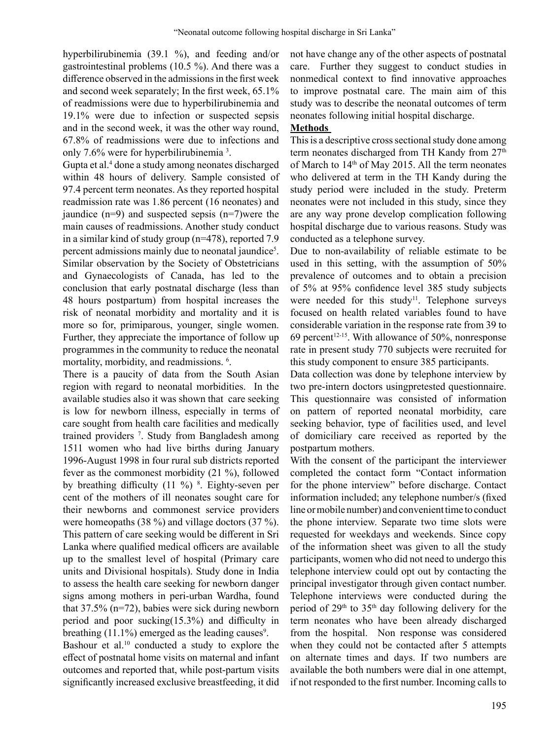hyperbilirubinemia (39.1 %), and feeding and/or gastrointestinal problems (10.5 %). And there was a difference observed in the admissions in the first week and second week separately; In the first week, 65.1% of readmissions were due to hyperbilirubinemia and 19.1% were due to infection or suspected sepsis and in the second week, it was the other way round, 67.8% of readmissions were due to infections and only 7.6% were for hyperbilirubinemia [3].

Gupta et al.[4] done a study among neonates discharged within 48 hours of delivery. Sample consisted of 97.4 percent term neonates. As they reported hospital readmission rate was 1.86 percent (16 neonates) and jaundice (n=9) and suspected sepsis (n=7)were the main causes of readmissions. Another study conduct in a similar kind of study group (n=478), reported 7.9 percent admissions mainly due to neonatal jaundice[5]. Similar observation by the Society of Obstetricians and Gynaecologists of Canada, has led to the conclusion that early postnatal discharge (less than 48 hours postpartum) from hospital increases the risk of neonatal morbidity and mortality and it is more so for, primiparous, younger, single women. Further, they appreciate the importance of follow up programmes in the community to reduce the neonatal mortality, morbidity, and readmissions. [6].

There is a paucity of data from the South Asian region with regard to neonatal morbidities. In the available studies also it was shown that care seeking is low for newborn illness, especially in terms of care sought from health care facilities and medically trained providers [7]. Study from Bangladesh among 1511 women who had live births during January 1996-August 1998 in four rural sub districts reported fever as the commonest morbidity (21 %), followed by breathing difficulty (11 %) [8]. Eighty-seven per cent of the mothers of ill neonates sought care for their newborns and commonest service providers were homeopaths (38 %) and village doctors (37 %). This pattern of care seeking would be different in Sri Lanka where qualified medical officers are available up to the smallest level of hospital (Primary care units and Divisional hospitals). Study done in India to assess the health care seeking for newborn danger signs among mothers in peri-urban Wardha, found that 37.5% (n=72), babies were sick during newborn period and poor sucking(15.3%) and difficulty in breathing (11.1%) emerged as the leading causes[9].

Bashour et al.[10] conducted a study to explore the effect of postnatal home visits on maternal and infant outcomes and reported that, while post-partum visits significantly increased exclusive breastfeeding, it did not have change any of the other aspects of postnatal care. Further they suggest to conduct studies in nonmedical context to find innovative approaches to improve postnatal care. The main aim of this study was to describe the neonatal outcomes of term neonates following initial hospital discharge.

## Methods

This is a descriptive cross sectional study done among term neonates discharged from TH Kandy from 27th of March to 14th of May 2015. All the term neonates who delivered at term in the TH Kandy during the study period were included in the study. Preterm neonates were not included in this study, since they are any way prone develop complication following hospital discharge due to various reasons. Study was conducted as a telephone survey.

Due to non-availability of reliable estimate to be used in this setting, with the assumption of 50% prevalence of outcomes and to obtain a precision of 5% at 95% confidence level 385 study subjects were needed for this study[11]. Telephone surveys focused on health related variables found to have considerable variation in the response rate from 39 to 69 percent[12-15]. With allowance of 50%, nonresponse rate in present study 770 subjects were recruited for this study component to ensure 385 participants.

Data collection was done by telephone interview by two pre-intern doctors usingpretested questionnaire. This questionnaire was consisted of information on pattern of reported neonatal morbidity, care seeking behavior, type of facilities used, and level of domiciliary care received as reported by the postpartum mothers.

With the consent of the participant the interviewer completed the contact form "Contact information for the phone interview" before discharge. Contact information included; any telephone number/s (fixed line or mobile number) and convenient time to conduct the phone interview. Separate two time slots were requested for weekdays and weekends. Since copy of the information sheet was given to all the study participants, women who did not need to undergo this telephone interview could opt out by contacting the principal investigator through given contact number. Telephone interviews were conducted during the period of 29th to 35th day following delivery for the term neonates who have been already discharged from the hospital. Non response was considered when they could not be contacted after 5 attempts on alternate times and days. If two numbers are available the both numbers were dial in one attempt, if not responded to the first number. Incoming calls to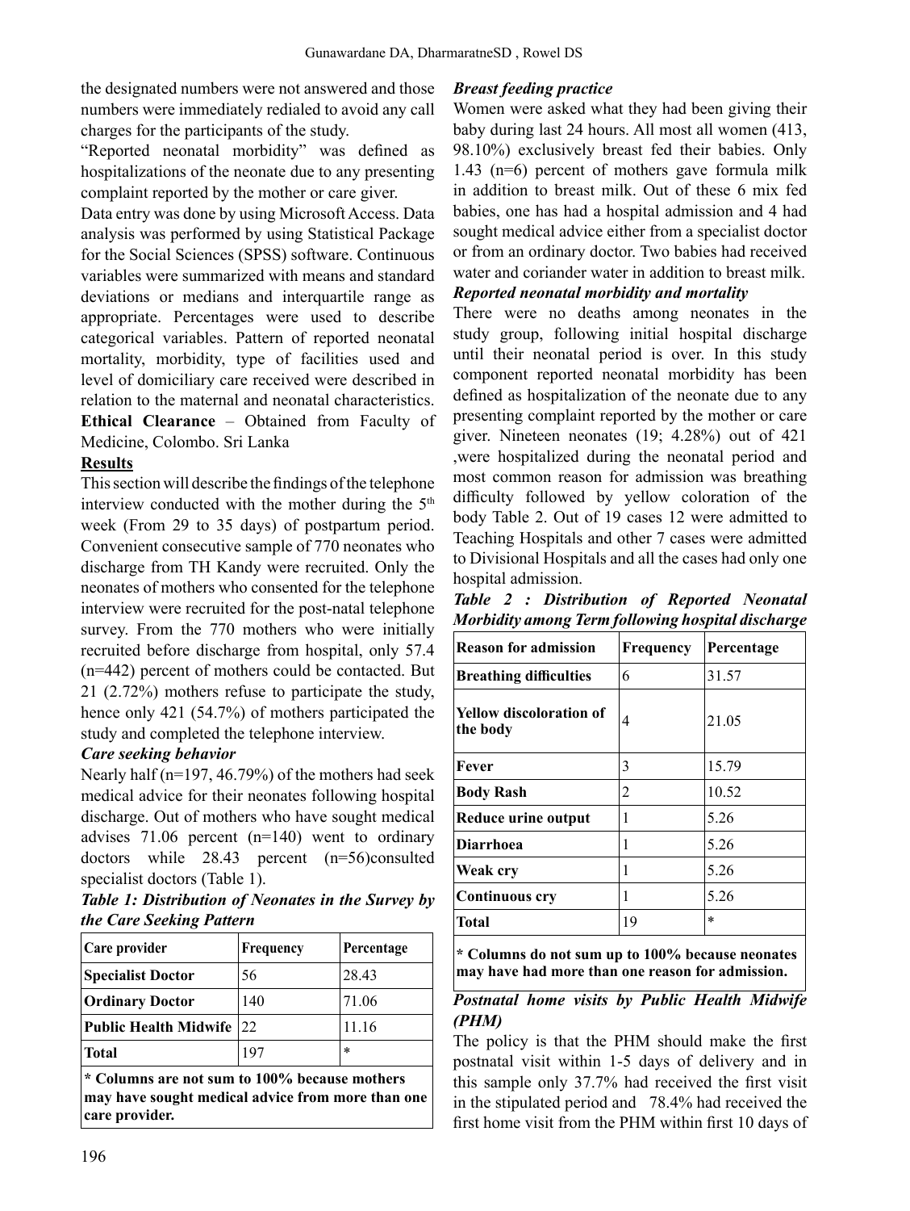the designated numbers were not answered and those numbers were immediately redialed to avoid any call charges for the participants of the study.

"Reported neonatal morbidity" was defined as hospitalizations of the neonate due to any presenting complaint reported by the mother or care giver.

Data entry was done by using Microsoft Access. Data analysis was performed by using Statistical Package for the Social Sciences (SPSS) software. Continuous variables were summarized with means and standard deviations or medians and interquartile range as appropriate. Percentages were used to describe categorical variables. Pattern of reported neonatal mortality, morbidity, type of facilities used and level of domiciliary care received were described in relation to the maternal and neonatal characteristics.

**Ethical Clearance** – Obtained from Faculty of Medicine, Colombo. Sri Lanka

## Results

This section will describe the findings of the telephone interview conducted with the mother during the 5th week (From 29 to 35 days) of postpartum period. Convenient consecutive sample of 770 neonates who discharge from TH Kandy were recruited. Only the neonates of mothers who consented for the telephone interview were recruited for the post-natal telephone survey. From the 770 mothers who were initially recruited before discharge from hospital, only 57.4 (n=442) percent of mothers could be contacted. But 21 (2.72%) mothers refuse to participate the study, hence only 421 (54.7%) of mothers participated the study and completed the telephone interview.

### *Care seeking behavior*

Nearly half (n=197, 46.79%) of the mothers had seek medical advice for their neonates following hospital discharge. Out of mothers who have sought medical advises 71.06 percent (n=140) went to ordinary doctors while 28.43 percent (n=56)consulted specialist doctors (Table 1).

***Table 1: Distribution of Neonates in the Survey by the Care Seeking Pattern***

| Care provider | Frequency | Percentage |
|---|---|---|
| **Specialist Doctor** | 56 | 28.43 |
| **Ordinary Doctor** | 140 | 71.06 |
| **Public Health Midwife** | 22 | 11.16 |
| **Total** | 197 | * |

**\* Columns are not sum to 100% because mothers may have sought medical advice from more than one care provider.**

### *Breast feeding practice*

Women were asked what they had been giving their baby during last 24 hours. All most all women (413, 98.10%) exclusively breast fed their babies. Only 1.43 (n=6) percent of mothers gave formula milk in addition to breast milk. Out of these 6 mix fed babies, one has had a hospital admission and 4 had sought medical advice either from a specialist doctor or from an ordinary doctor. Two babies had received water and coriander water in addition to breast milk.

### *Reported neonatal morbidity and mortality*

There were no deaths among neonates in the study group, following initial hospital discharge until their neonatal period is over. In this study component reported neonatal morbidity has been defined as hospitalization of the neonate due to any presenting complaint reported by the mother or care giver. Nineteen neonates (19; 4.28%) out of 421 ,were hospitalized during the neonatal period and most common reason for admission was breathing difficulty followed by yellow coloration of the body Table 2. Out of 19 cases 12 were admitted to Teaching Hospitals and other 7 cases were admitted to Divisional Hospitals and all the cases had only one hospital admission.

***Table 2 : Distribution of Reported Neonatal Morbidity among Term following hospital discharge***

| Reason for admission | Frequency | Percentage |
|---|---|---|
| **Breathing difficulties** | 6 | 31.57 |
| **Yellow discoloration of the body** | 4 | 21.05 |
| **Fever** | 3 | 15.79 |
| **Body Rash** | 2 | 10.52 |
| **Reduce urine output** | 1 | 5.26 |
| **Diarrhoea** | 1 | 5.26 |
| **Weak cry** | 1 | 5.26 |
| **Continuous cry** | 1 | 5.26 |
| **Total** | 19 | * |

**\* Columns do not sum up to 100% because neonates may have had more than one reason for admission.**

### *Postnatal home visits by Public Health Midwife (PHM)*

The policy is that the PHM should make the first postnatal visit within 1-5 days of delivery and in this sample only 37.7% had received the first visit in the stipulated period and 78.4% had received the first home visit from the PHM within first 10 days of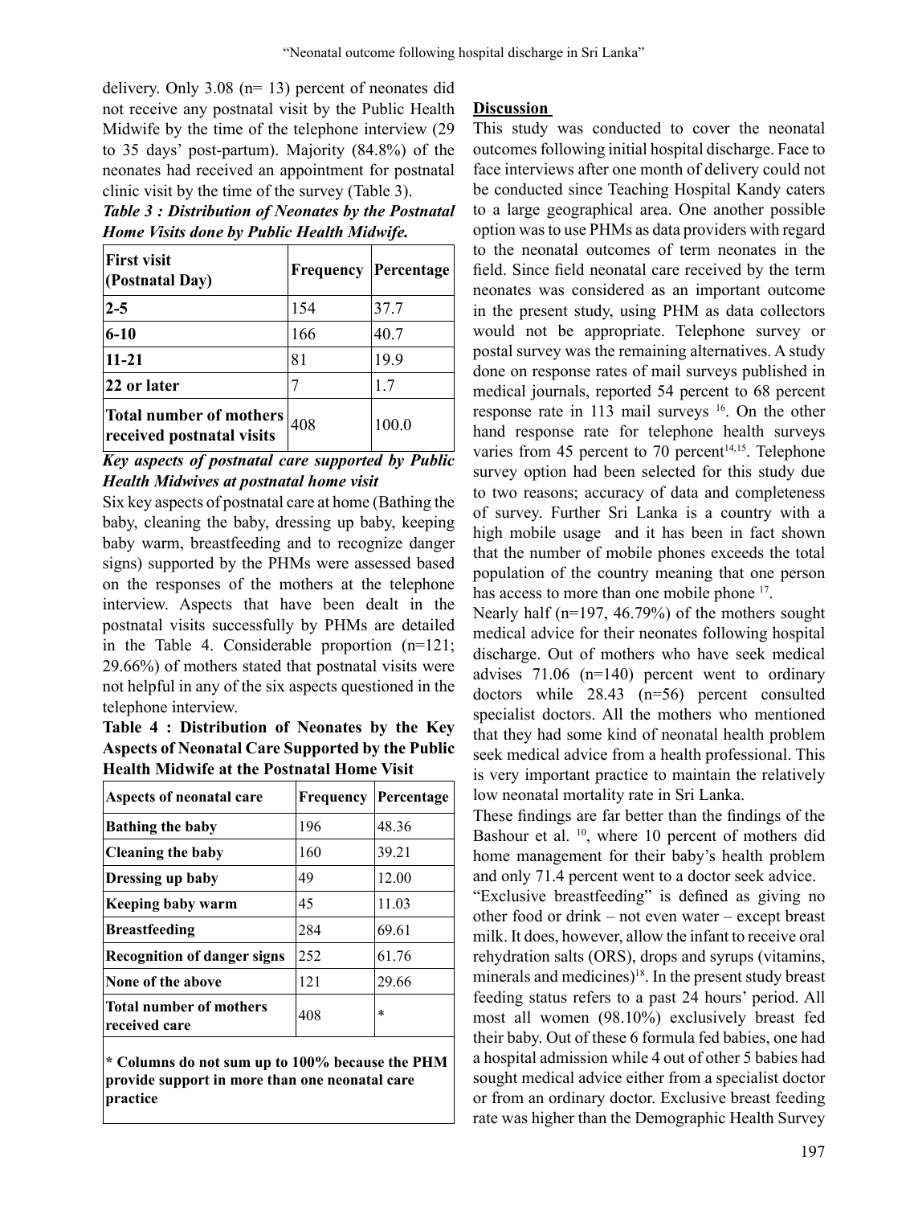delivery. Only 3.08 (n= 13) percent of neonates did not receive any postnatal visit by the Public Health Midwife by the time of the telephone interview (29 to 35 days' post-partum). Majority (84.8%) of the neonates had received an appointment for postnatal clinic visit by the time of the survey (Table 3).

***Table 3 : Distribution of Neonates by the Postnatal Home Visits done by Public Health Midwife.***

| First visit (Postnatal Day) | Frequency | Percentage |
|---|---|---|
| 2-5 | 154 | 37.7 |
| 6-10 | 166 | 40.7 |
| 11-21 | 81 | 19.9 |
| 22 or later | 7 | 1.7 |
| Total number of mothers received postnatal visits | 408 | 100.0 |

***Key aspects of postnatal care supported by Public Health Midwives at postnatal home visit***

Six key aspects of postnatal care at home (Bathing the baby, cleaning the baby, dressing up baby, keeping baby warm, breastfeeding and to recognize danger signs) supported by the PHMs were assessed based on the responses of the mothers at the telephone interview. Aspects that have been dealt in the postnatal visits successfully by PHMs are detailed in the Table 4. Considerable proportion (n=121; 29.66%) of mothers stated that postnatal visits were not helpful in any of the six aspects questioned in the telephone interview.

**Table 4 : Distribution of Neonates by the Key Aspects of Neonatal Care Supported by the Public Health Midwife at the Postnatal Home Visit**

| Aspects of neonatal care | Frequency | Percentage |
|---|---|---|
| Bathing the baby | 196 | 48.36 |
| Cleaning the baby | 160 | 39.21 |
| Dressing up baby | 49 | 12.00 |
| Keeping baby warm | 45 | 11.03 |
| Breastfeeding | 284 | 69.61 |
| Recognition of danger signs | 252 | 61.76 |
| None of the above | 121 | 29.66 |
| Total number of mothers received care | 408 | * |

**\* Columns do not sum up to 100% because the PHM provide support in more than one neonatal care practice**

## Discussion

This study was conducted to cover the neonatal outcomes following initial hospital discharge. Face to face interviews after one month of delivery could not be conducted since Teaching Hospital Kandy caters to a large geographical area. One another possible option was to use PHMs as data providers with regard to the neonatal outcomes of term neonates in the field. Since field neonatal care received by the term neonates was considered as an important outcome in the present study, using PHM as data collectors would not be appropriate. Telephone survey or postal survey was the remaining alternatives. A study done on response rates of mail surveys published in medical journals, reported 54 percent to 68 percent response rate in 113 mail surveys [16]. On the other hand response rate for telephone health surveys varies from 45 percent to 70 percent[14,15]. Telephone survey option had been selected for this study due to two reasons; accuracy of data and completeness of survey. Further Sri Lanka is a country with a high mobile usage and it has been in fact shown that the number of mobile phones exceeds the total population of the country meaning that one person has access to more than one mobile phone [17].

Nearly half (n=197, 46.79%) of the mothers sought medical advice for their neonates following hospital discharge. Out of mothers who have seek medical advises 71.06 (n=140) percent went to ordinary doctors while 28.43 (n=56) percent consulted specialist doctors. All the mothers who mentioned that they had some kind of neonatal health problem seek medical advice from a health professional. This is very important practice to maintain the relatively low neonatal mortality rate in Sri Lanka.

These findings are far better than the findings of the Bashour et al. [10], where 10 percent of mothers did home management for their baby's health problem and only 71.4 percent went to a doctor seek advice.

"Exclusive breastfeeding" is defined as giving no other food or drink – not even water – except breast milk. It does, however, allow the infant to receive oral rehydration salts (ORS), drops and syrups (vitamins, minerals and medicines)[18]. In the present study breast feeding status refers to a past 24 hours' period. All most all women (98.10%) exclusively breast fed their baby. Out of these 6 formula fed babies, one had a hospital admission while 4 out of other 5 babies had sought medical advice either from a specialist doctor or from an ordinary doctor. Exclusive breast feeding rate was higher than the Demographic Health Survey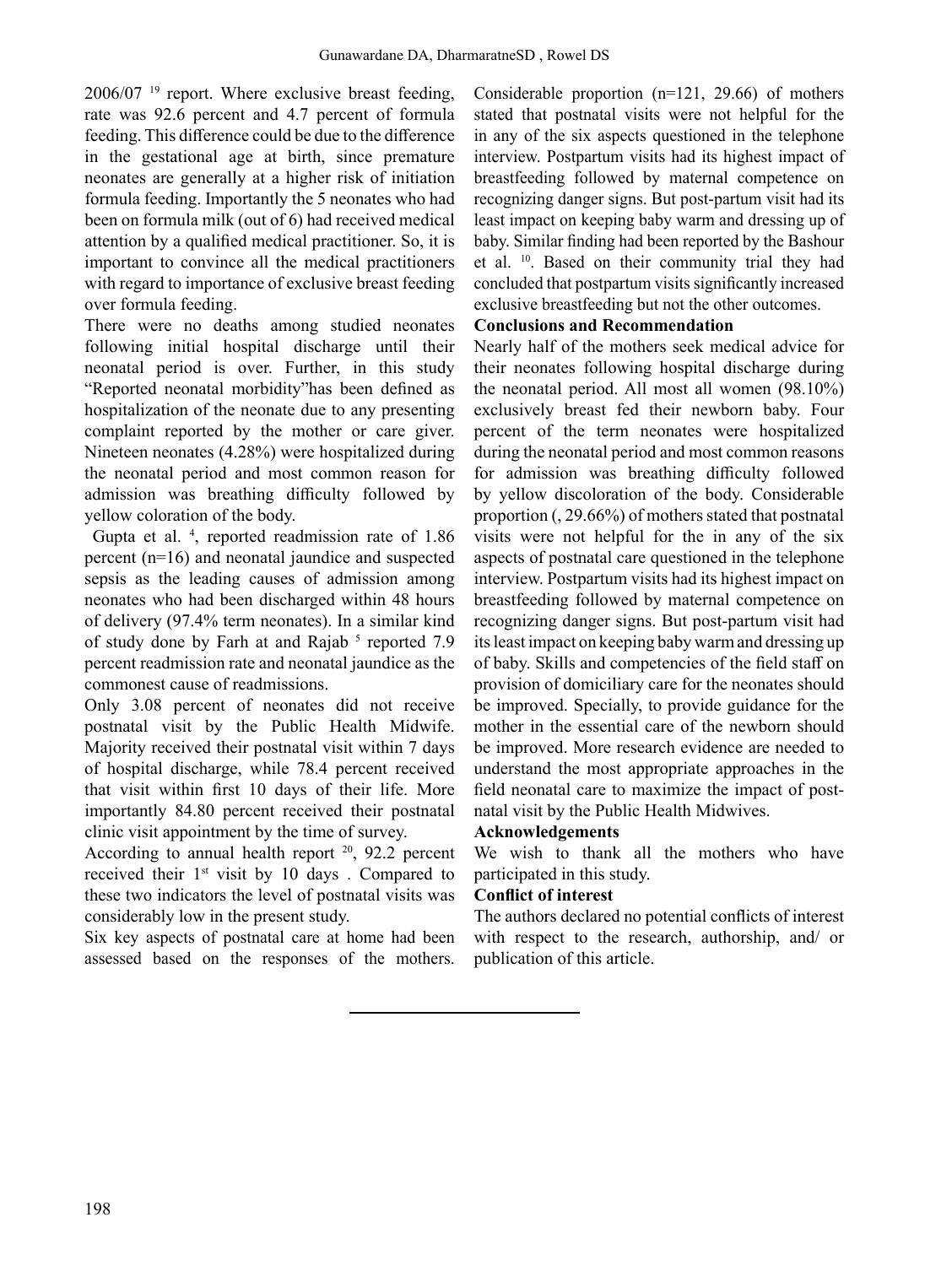2006/07 [19] report. Where exclusive breast feeding, rate was 92.6 percent and 4.7 percent of formula feeding. This difference could be due to the difference in the gestational age at birth, since premature neonates are generally at a higher risk of initiation formula feeding. Importantly the 5 neonates who had been on formula milk (out of 6) had received medical attention by a qualified medical practitioner. So, it is important to convince all the medical practitioners with regard to importance of exclusive breast feeding over formula feeding.

There were no deaths among studied neonates following initial hospital discharge until their neonatal period is over. Further, in this study "Reported neonatal morbidity"has been defined as hospitalization of the neonate due to any presenting complaint reported by the mother or care giver. Nineteen neonates (4.28%) were hospitalized during the neonatal period and most common reason for admission was breathing difficulty followed by yellow coloration of the body.

Gupta et al. [4], reported readmission rate of 1.86 percent (n=16) and neonatal jaundice and suspected sepsis as the leading causes of admission among neonates who had been discharged within 48 hours of delivery (97.4% term neonates). In a similar kind of study done by Farh at and Rajab [5] reported 7.9 percent readmission rate and neonatal jaundice as the commonest cause of readmissions.

Only 3.08 percent of neonates did not receive postnatal visit by the Public Health Midwife. Majority received their postnatal visit within 7 days of hospital discharge, while 78.4 percent received that visit within first 10 days of their life. More importantly 84.80 percent received their postnatal clinic visit appointment by the time of survey.

According to annual health report [20], 92.2 percent received their 1st visit by 10 days . Compared to these two indicators the level of postnatal visits was considerably low in the present study.

Six key aspects of postnatal care at home had been assessed based on the responses of the mothers. Considerable proportion (n=121, 29.66) of mothers stated that postnatal visits were not helpful for the in any of the six aspects questioned in the telephone interview. Postpartum visits had its highest impact of breastfeeding followed by maternal competence on recognizing danger signs. But post-partum visit had its least impact on keeping baby warm and dressing up of baby. Similar finding had been reported by the Bashour et al. [10]. Based on their community trial they had concluded that postpartum visits significantly increased exclusive breastfeeding but not the other outcomes.

**Conclusions and Recommendation**

Nearly half of the mothers seek medical advice for their neonates following hospital discharge during the neonatal period. All most all women (98.10%) exclusively breast fed their newborn baby. Four percent of the term neonates were hospitalized during the neonatal period and most common reasons for admission was breathing difficulty followed by yellow discoloration of the body. Considerable proportion (, 29.66%) of mothers stated that postnatal visits were not helpful for the in any of the six aspects of postnatal care questioned in the telephone interview. Postpartum visits had its highest impact on breastfeeding followed by maternal competence on recognizing danger signs. But post-partum visit had its least impact on keeping baby warm and dressing up of baby. Skills and competencies of the field staff on provision of domiciliary care for the neonates should be improved. Specially, to provide guidance for the mother in the essential care of the newborn should be improved. More research evidence are needed to understand the most appropriate approaches in the field neonatal care to maximize the impact of post-natal visit by the Public Health Midwives.

**Acknowledgements**

We wish to thank all the mothers who have participated in this study.

**Conflict of interest**

The authors declared no potential conflicts of interest with respect to the research, authorship, and/ or publication of this article.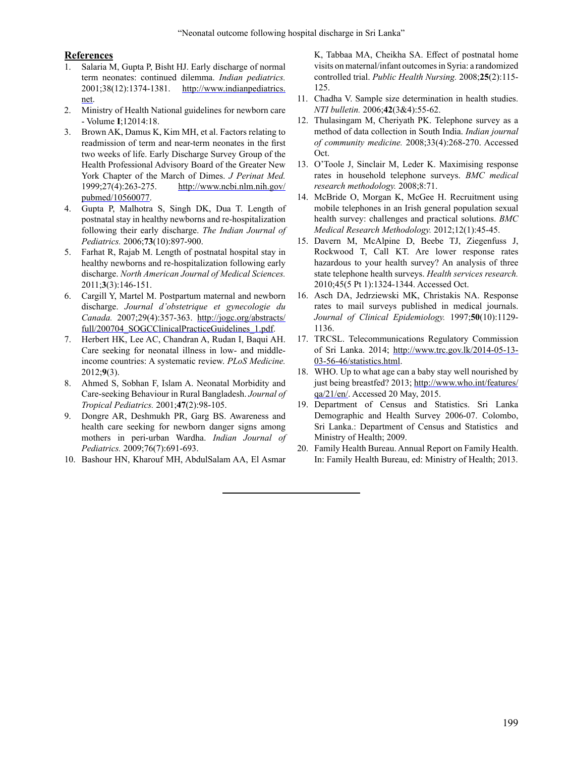## References

1. Salaria M, Gupta P, Bisht HJ. Early discharge of normal term neonates: continued dilemma. *Indian pediatrics.* 2001;38(12):1374-1381. http://www.indianpediatrics.net.
2. Ministry of Health National guidelines for newborn care - Volume **I**;12014:18.
3. Brown AK, Damus K, Kim MH, et al. Factors relating to readmission of term and near-term neonates in the first two weeks of life. Early Discharge Survey Group of the Health Professional Advisory Board of the Greater New York Chapter of the March of Dimes. *J Perinat Med.* 1999;27(4):263-275. http://www.ncbi.nlm.nih.gov/pubmed/10560077.
4. Gupta P, Malhotra S, Singh DK, Dua T. Length of postnatal stay in healthy newborns and re-hospitalization following their early discharge. *The Indian Journal of Pediatrics.* 2006;**73**(10):897-900.
5. Farhat R, Rajab M. Length of postnatal hospital stay in healthy newborns and re-hospitalization following early discharge. *North American Journal of Medical Sciences.* 2011;**3**(3):146-151.
6. Cargill Y, Martel M. Postpartum maternal and newborn discharge. *Journal d'obstetrique et gynecologie du Canada.* 2007;29(4):357-363. http://jogc.org/abstracts/full/200704_SOGCClinicalPracticeGuidelines_1.pdf.
7. Herbert HK, Lee AC, Chandran A, Rudan I, Baqui AH. Care seeking for neonatal illness in low- and middle-income countries: A systematic review. *PLoS Medicine.* 2012;**9**(3).
8. Ahmed S, Sobhan F, Islam A. Neonatal Morbidity and Care-seeking Behaviour in Rural Bangladesh. *Journal of Tropical Pediatrics.* 2001;**47**(2):98-105.
9. Dongre AR, Deshmukh PR, Garg BS. Awareness and health care seeking for newborn danger signs among mothers in peri-urban Wardha. *Indian Journal of Pediatrics.* 2009;76(7):691-693.
10. Bashour HN, Kharouf MH, AbdulSalam AA, El Asmar K, Tabbaa MA, Cheikha SA. Effect of postnatal home visits on maternal/infant outcomes in Syria: a randomized controlled trial. *Public Health Nursing.* 2008;**25**(2):115-125.
11. Chadha V. Sample size determination in health studies. *NTI bulletin.* 2006;**42**(3&4):55-62.
12. Thulasingam M, Cheriyath PK. Telephone survey as a method of data collection in South India. *Indian journal of community medicine.* 2008;33(4):268-270. Accessed Oct.
13. O'Toole J, Sinclair M, Leder K. Maximising response rates in household telephone surveys. *BMC medical research methodology.* 2008;8:71.
14. McBride O, Morgan K, McGee H. Recruitment using mobile telephones in an Irish general population sexual health survey: challenges and practical solutions. *BMC Medical Research Methodology.* 2012;12(1):45-45.
15. Davern M, McAlpine D, Beebe TJ, Ziegenfuss J, Rockwood T, Call KT. Are lower response rates hazardous to your health survey? An analysis of three state telephone health surveys. *Health services research.* 2010;45(5 Pt 1):1324-1344. Accessed Oct.
16. Asch DA, Jedrziewski MK, Christakis NA. Response rates to mail surveys published in medical journals. *Journal of Clinical Epidemiology.* 1997;**50**(10):1129-1136.
17. TRCSL. Telecommunications Regulatory Commission of Sri Lanka. 2014; http://www.trc.gov.lk/2014-05-13-03-56-46/statistics.html.
18. WHO. Up to what age can a baby stay well nourished by just being breastfed? 2013; http://www.who.int/features/qa/21/en/. Accessed 20 May, 2015.
19. Department of Census and Statistics. Sri Lanka Demographic and Health Survey 2006-07. Colombo, Sri Lanka.: Department of Census and Statistics and Ministry of Health; 2009.
20. Family Health Bureau. Annual Report on Family Health. In: Family Health Bureau, ed: Ministry of Health; 2013.